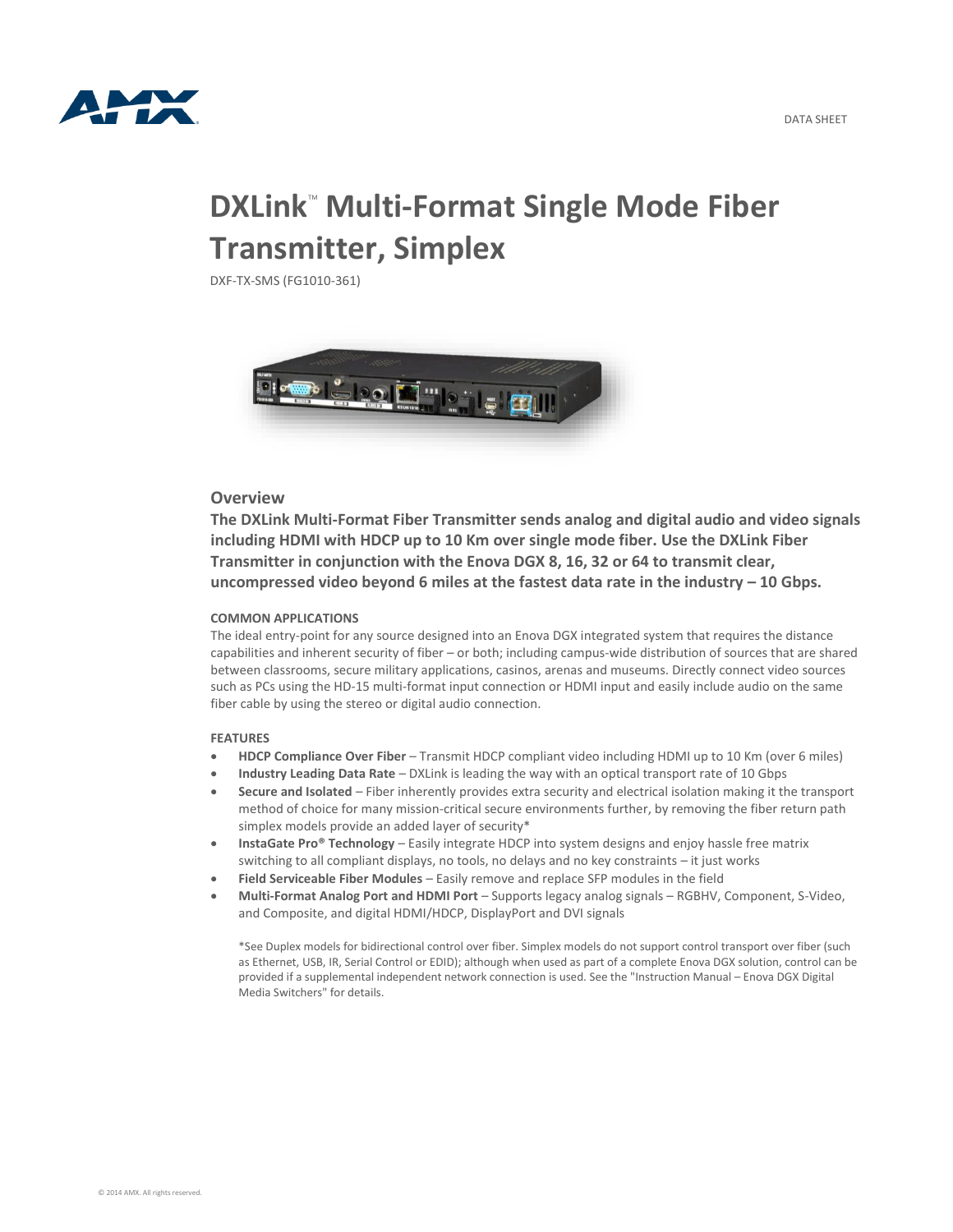DATA SHEET

# DXLink™ Multi-Format Single Mode Fiber Transmitter, Simplex

DXF-TX-SMS (FG1010-361)

## Overview

**The DXLink Multi-Format Fiber Transmitter sends analog and digital audio and video signals including HDMI with HDCP up to 10 Km over single mode fiber. Use the DXLink Fiber Transmitter in conjunction with the Enova DGX 8, 16, 32 or 64 to transmit clear, uncompressed video beyond 6 miles at the fastest data rate in the industry – 10 Gbps.**

### COMMON APPLICATIONS

The ideal entry-point for any source designed into an Enova DGX integrated system that requires the distance capabilities and inherent security of fiber – or both; including campus-wide distribution of sources that are shared between classrooms, secure military applications, casinos, arenas and museums. Directly connect video sources such as PCs using the HD-15 multi-format input connection or HDMI input and easily include audio on the same fiber cable by using the stereo or digital audio connection.

### FEATURES

- **HDCP Compliance Over Fiber** – Transmit HDCP compliant video including HDMI up to 10 Km (over 6 miles)
- **Industry Leading Data Rate** – DXLink is leading the way with an optical transport rate of 10 Gbps
- **Secure and Isolated** – Fiber inherently provides extra security and electrical isolation making it the transport method of choice for many mission-critical secure environments further, by removing the fiber return path simplex models provide an added layer of security*
- **InstaGate Pro® Technology** – Easily integrate HDCP into system designs and enjoy hassle free matrix switching to all compliant displays, no tools, no delays and no key constraints – it just works
- **Field Serviceable Fiber Modules** – Easily remove and replace SFP modules in the field
- **Multi-Format Analog Port and HDMI Port** – Supports legacy analog signals – RGBHV, Component, S-Video, and Composite, and digital HDMI/HDCP, DisplayPort and DVI signals

*See Duplex models for bidirectional control over fiber. Simplex models do not support control transport over fiber (such as Ethernet, USB, IR, Serial Control or EDID); although when used as part of a complete Enova DGX solution, control can be provided if a supplemental independent network connection is used. See the "Instruction Manual – Enova DGX Digital Media Switchers" for details.

© 2014 AMX. All rights reserved.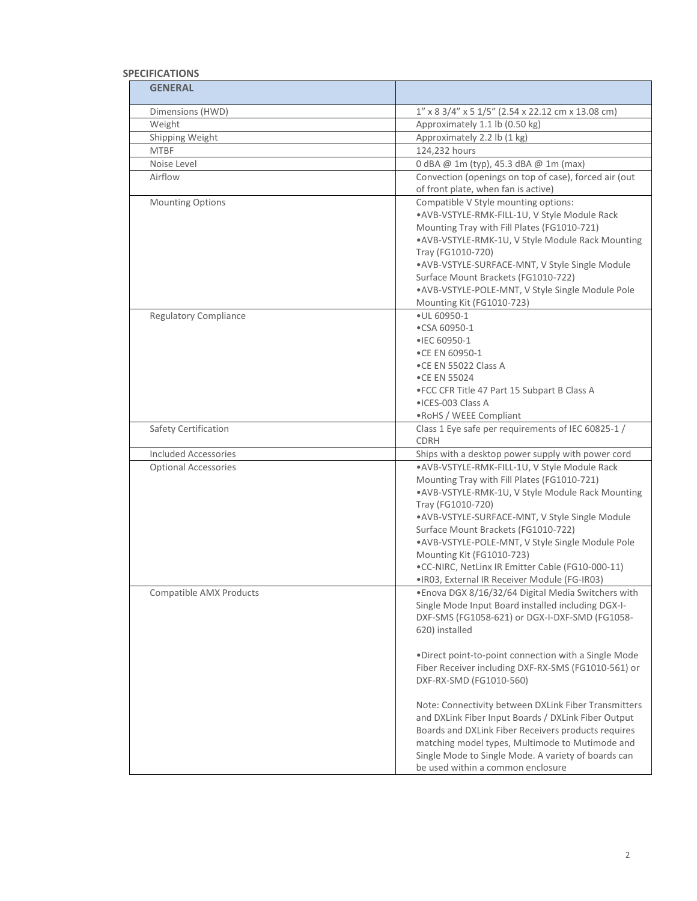**SPECIFICATIONS**

| **GENERAL** | |
|---|---|
| Dimensions (HWD) | 1" x 8 3/4" x 5 1/5" (2.54 x 22.12 cm x 13.08 cm) |
| Weight | Approximately 1.1 lb (0.50 kg) |
| Shipping Weight | Approximately 2.2 lb (1 kg) |
| MTBF | 124,232 hours |
| Noise Level | 0 dBA @ 1m (typ), 45.3 dBA @ 1m (max) |
| Airflow | Convection (openings on top of case), forced air (out of front plate, when fan is active) |
| Mounting Options | Compatible V Style mounting options:<br>•AVB-VSTYLE-RMK-FILL-1U, V Style Module Rack Mounting Tray with Fill Plates (FG1010-721)<br>•AVB-VSTYLE-RMK-1U, V Style Module Rack Mounting Tray (FG1010-720)<br>•AVB-VSTYLE-SURFACE-MNT, V Style Single Module Surface Mount Brackets (FG1010-722)<br>•AVB-VSTYLE-POLE-MNT, V Style Single Module Pole Mounting Kit (FG1010-723) |
| Regulatory Compliance | •UL 60950-1<br>•CSA 60950-1<br>•IEC 60950-1<br>•CE EN 60950-1<br>•CE EN 55022 Class A<br>•CE EN 55024<br>•FCC CFR Title 47 Part 15 Subpart B Class A<br>•ICES-003 Class A<br>•RoHS / WEEE Compliant |
| Safety Certification | Class 1 Eye safe per requirements of IEC 60825-1 / CDRH |
| Included Accessories | Ships with a desktop power supply with power cord |
| Optional Accessories | •AVB-VSTYLE-RMK-FILL-1U, V Style Module Rack Mounting Tray with Fill Plates (FG1010-721)<br>•AVB-VSTYLE-RMK-1U, V Style Module Rack Mounting Tray (FG1010-720)<br>•AVB-VSTYLE-SURFACE-MNT, V Style Single Module Surface Mount Brackets (FG1010-722)<br>•AVB-VSTYLE-POLE-MNT, V Style Single Module Pole Mounting Kit (FG1010-723)<br>•CC-NIRC, NetLinx IR Emitter Cable (FG10-000-11)<br>•IR03, External IR Receiver Module (FG-IR03) |
| Compatible AMX Products | •Enova DGX 8/16/32/64 Digital Media Switchers with Single Mode Input Board installed including DGX-I-DXF-SMS (FG1058-621) or DGX-I-DXF-SMD (FG1058-620) installed<br><br>•Direct point-to-point connection with a Single Mode Fiber Receiver including DXF-RX-SMS (FG1010-561) or DXF-RX-SMD (FG1010-560)<br><br>Note: Connectivity between DXLink Fiber Transmitters and DXLink Fiber Input Boards / DXLink Fiber Output Boards and DXLink Fiber Receivers products requires matching model types, Multimode to Mutimode and Single Mode to Single Mode. A variety of boards can be used within a common enclosure |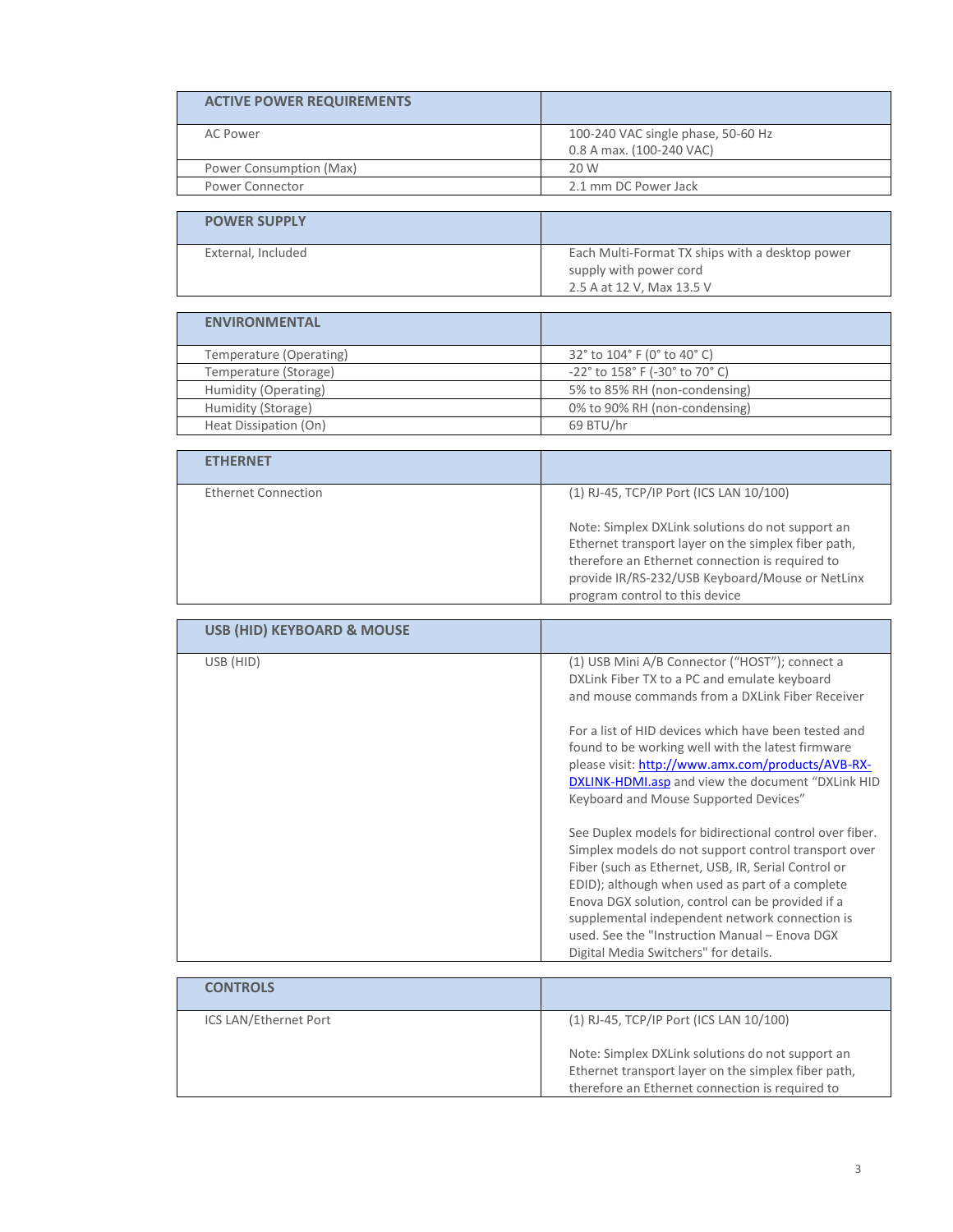| ACTIVE POWER REQUIREMENTS | |
|---|---|
| AC Power | 100-240 VAC single phase, 50-60 Hz<br>0.8 A max. (100-240 VAC) |
| Power Consumption (Max) | 20 W |
| Power Connector | 2.1 mm DC Power Jack |

| POWER SUPPLY | |
|---|---|
| External, Included | Each Multi-Format TX ships with a desktop power supply with power cord<br>2.5 A at 12 V, Max 13.5 V |

| ENVIRONMENTAL | |
|---|---|
| Temperature (Operating) | 32° to 104° F (0° to 40° C) |
| Temperature (Storage) | -22° to 158° F (-30° to 70° C) |
| Humidity (Operating) | 5% to 85% RH (non-condensing) |
| Humidity (Storage) | 0% to 90% RH (non-condensing) |
| Heat Dissipation (On) | 69 BTU/hr |

| ETHERNET | |
|---|---|
| Ethernet Connection | (1) RJ-45, TCP/IP Port (ICS LAN 10/100)<br><br>Note: Simplex DXLink solutions do not support an Ethernet transport layer on the simplex fiber path, therefore an Ethernet connection is required to provide IR/RS-232/USB Keyboard/Mouse or NetLinx program control to this device |

| USB (HID) KEYBOARD & MOUSE | |
|---|---|
| USB (HID) | (1) USB Mini A/B Connector ("HOST"); connect a DXLink Fiber TX to a PC and emulate keyboard and mouse commands from a DXLink Fiber Receiver<br><br>For a list of HID devices which have been tested and found to be working well with the latest firmware please visit: [http://www.amx.com/products/AVB-RX-DXLINK-HDMI.asp](http://www.amx.com/products/AVB-RX-DXLINK-HDMI.asp) and view the document "DXLink HID Keyboard and Mouse Supported Devices"<br><br>See Duplex models for bidirectional control over fiber. Simplex models do not support control transport over Fiber (such as Ethernet, USB, IR, Serial Control or EDID); although when used as part of a complete Enova DGX solution, control can be provided if a supplemental independent network connection is used. See the "Instruction Manual – Enova DGX Digital Media Switchers" for details. |

| CONTROLS | |
|---|---|
| ICS LAN/Ethernet Port | (1) RJ-45, TCP/IP Port (ICS LAN 10/100)<br><br>Note: Simplex DXLink solutions do not support an Ethernet transport layer on the simplex fiber path, therefore an Ethernet connection is required to |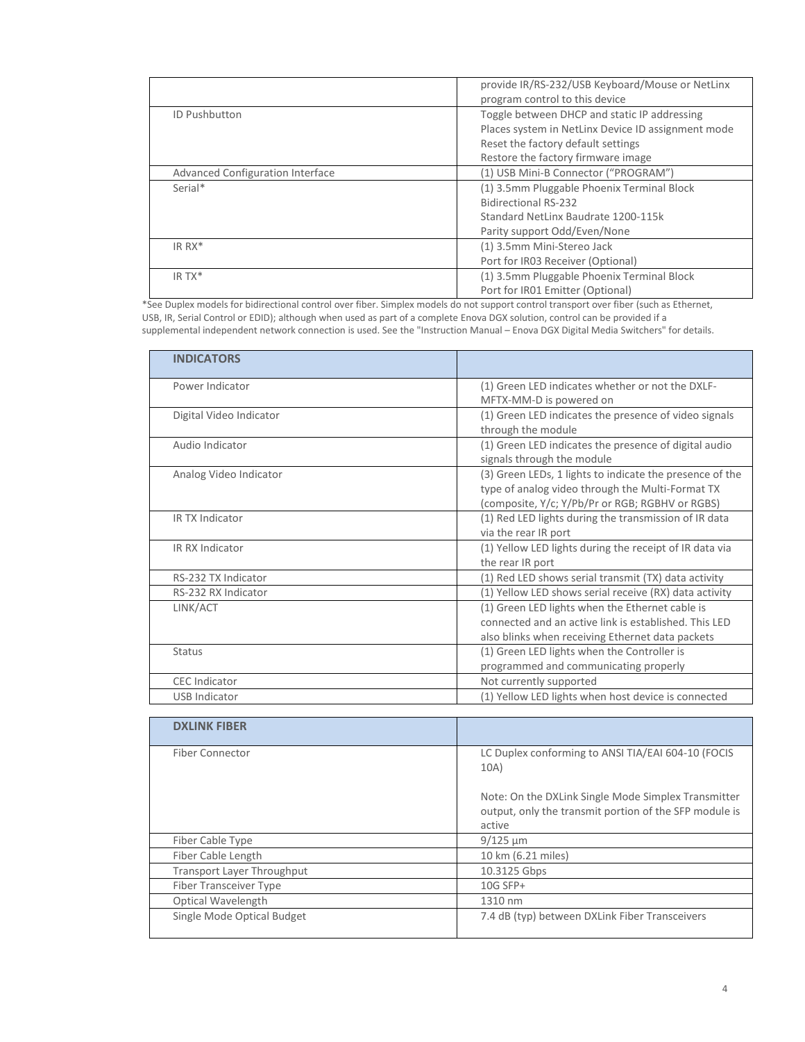| | |
|---|---|
| | provide IR/RS-232/USB Keyboard/Mouse or NetLinx program control to this device |
| ID Pushbutton | Toggle between DHCP and static IP addressing<br>Places system in NetLinx Device ID assignment mode<br>Reset the factory default settings<br>Restore the factory firmware image |
| Advanced Configuration Interface | (1) USB Mini-B Connector ("PROGRAM") |
| Serial* | (1) 3.5mm Pluggable Phoenix Terminal Block<br>Bidirectional RS-232<br>Standard NetLinx Baudrate 1200-115k<br>Parity support Odd/Even/None |
| IR RX* | (1) 3.5mm Mini-Stereo Jack<br>Port for IR03 Receiver (Optional) |
| IR TX* | (1) 3.5mm Pluggable Phoenix Terminal Block<br>Port for IR01 Emitter (Optional) |

*See Duplex models for bidirectional control over fiber. Simplex models do not support control transport over fiber (such as Ethernet, USB, IR, Serial Control or EDID); although when used as part of a complete Enova DGX solution, control can be provided if a supplemental independent network connection is used. See the "Instruction Manual – Enova DGX Digital Media Switchers" for details.

| **INDICATORS** | |
|---|---|
| Power Indicator | (1) Green LED indicates whether or not the DXLF-MFTX-MM-D is powered on |
| Digital Video Indicator | (1) Green LED indicates the presence of video signals through the module |
| Audio Indicator | (1) Green LED indicates the presence of digital audio signals through the module |
| Analog Video Indicator | (3) Green LEDs, 1 lights to indicate the presence of the type of analog video through the Multi-Format TX (composite, Y/c; Y/Pb/Pr or RGB; RGBHV or RGBS) |
| IR TX Indicator | (1) Red LED lights during the transmission of IR data via the rear IR port |
| IR RX Indicator | (1) Yellow LED lights during the receipt of IR data via the rear IR port |
| RS-232 TX Indicator | (1) Red LED shows serial transmit (TX) data activity |
| RS-232 RX Indicator | (1) Yellow LED shows serial receive (RX) data activity |
| LINK/ACT | (1) Green LED lights when the Ethernet cable is connected and an active link is established. This LED also blinks when receiving Ethernet data packets |
| Status | (1) Green LED lights when the Controller is programmed and communicating properly |
| CEC Indicator | Not currently supported |
| USB Indicator | (1) Yellow LED lights when host device is connected |

| **DXLINK FIBER** | |
|---|---|
| Fiber Connector | LC Duplex conforming to ANSI TIA/EAI 604-10 (FOCIS 10A)<br><br>Note: On the DXLink Single Mode Simplex Transmitter output, only the transmit portion of the SFP module is active |
| Fiber Cable Type | 9/125 µm |
| Fiber Cable Length | 10 km (6.21 miles) |
| Transport Layer Throughput | 10.3125 Gbps |
| Fiber Transceiver Type | 10G SFP+ |
| Optical Wavelength | 1310 nm |
| Single Mode Optical Budget | 7.4 dB (typ) between DXLink Fiber Transceivers |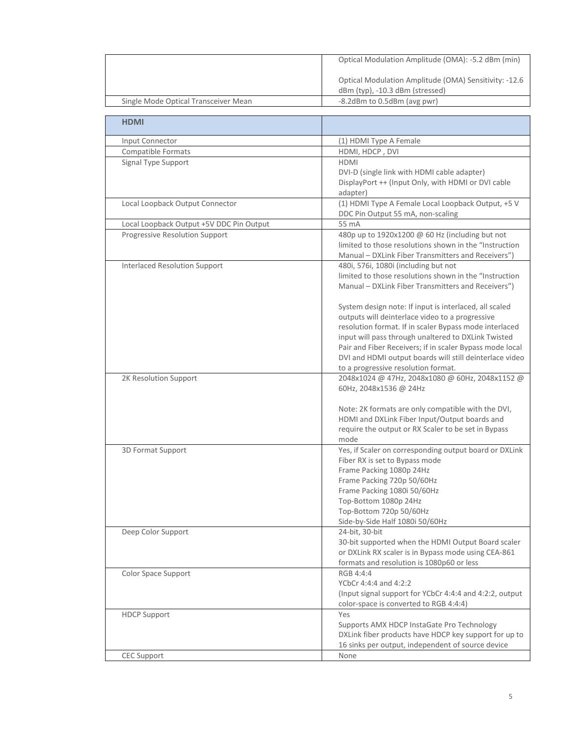| | |
|---|---|
| | Optical Modulation Amplitude (OMA): -5.2 dBm (min)<br><br>Optical Modulation Amplitude (OMA) Sensitivity: -12.6 dBm (typ), -10.3 dBm (stressed) |
| Single Mode Optical Transceiver Mean | -8.2dBm to 0.5dBm (avg pwr) |

| **HDMI** | |
|---|---|
| Input Connector | (1) HDMI Type A Female |
| Compatible Formats | HDMI, HDCP , DVI |
| Signal Type Support | HDMI<br>DVI-D (single link with HDMI cable adapter)<br>DisplayPort ++ (Input Only, with HDMI or DVI cable adapter) |
| Local Loopback Output Connector | (1) HDMI Type A Female Local Loopback Output, +5 V DDC Pin Output 55 mA, non-scaling |
| Local Loopback Output +5V DDC Pin Output | 55 mA |
| Progressive Resolution Support | 480p up to 1920x1200 @ 60 Hz (including but not limited to those resolutions shown in the "Instruction Manual – DXLink Fiber Transmitters and Receivers") |
| Interlaced Resolution Support | 480i, 576i, 1080i (including but not limited to those resolutions shown in the "Instruction Manual – DXLink Fiber Transmitters and Receivers")<br><br>System design note: If input is interlaced, all scaled outputs will deinterlace video to a progressive resolution format. If in scaler Bypass mode interlaced input will pass through unaltered to DXLink Twisted Pair and Fiber Receivers; if in scaler Bypass mode local DVI and HDMI output boards will still deinterlace video to a progressive resolution format. |
| 2K Resolution Support | 2048x1024 @ 47Hz, 2048x1080 @ 60Hz, 2048x1152 @ 60Hz, 2048x1536 @ 24Hz<br><br>Note: 2K formats are only compatible with the DVI, HDMI and DXLink Fiber Input/Output boards and require the output or RX Scaler to be set in Bypass mode |
| 3D Format Support | Yes, if Scaler on corresponding output board or DXLink Fiber RX is set to Bypass mode<br>Frame Packing 1080p 24Hz<br>Frame Packing 720p 50/60Hz<br>Frame Packing 1080i 50/60Hz<br>Top-Bottom 1080p 24Hz<br>Top-Bottom 720p 50/60Hz<br>Side-by-Side Half 1080i 50/60Hz |
| Deep Color Support | 24-bit, 30-bit<br>30-bit supported when the HDMI Output Board scaler or DXLink RX scaler is in Bypass mode using CEA-861 formats and resolution is 1080p60 or less |
| Color Space Support | RGB 4:4:4<br>YCbCr 4:4:4 and 4:2:2<br>(Input signal support for YCbCr 4:4:4 and 4:2:2, output color-space is converted to RGB 4:4:4) |
| HDCP Support | Yes<br>Supports AMX HDCP InstaGate Pro Technology<br>DXLink fiber products have HDCP key support for up to 16 sinks per output, independent of source device |
| CEC Support | None |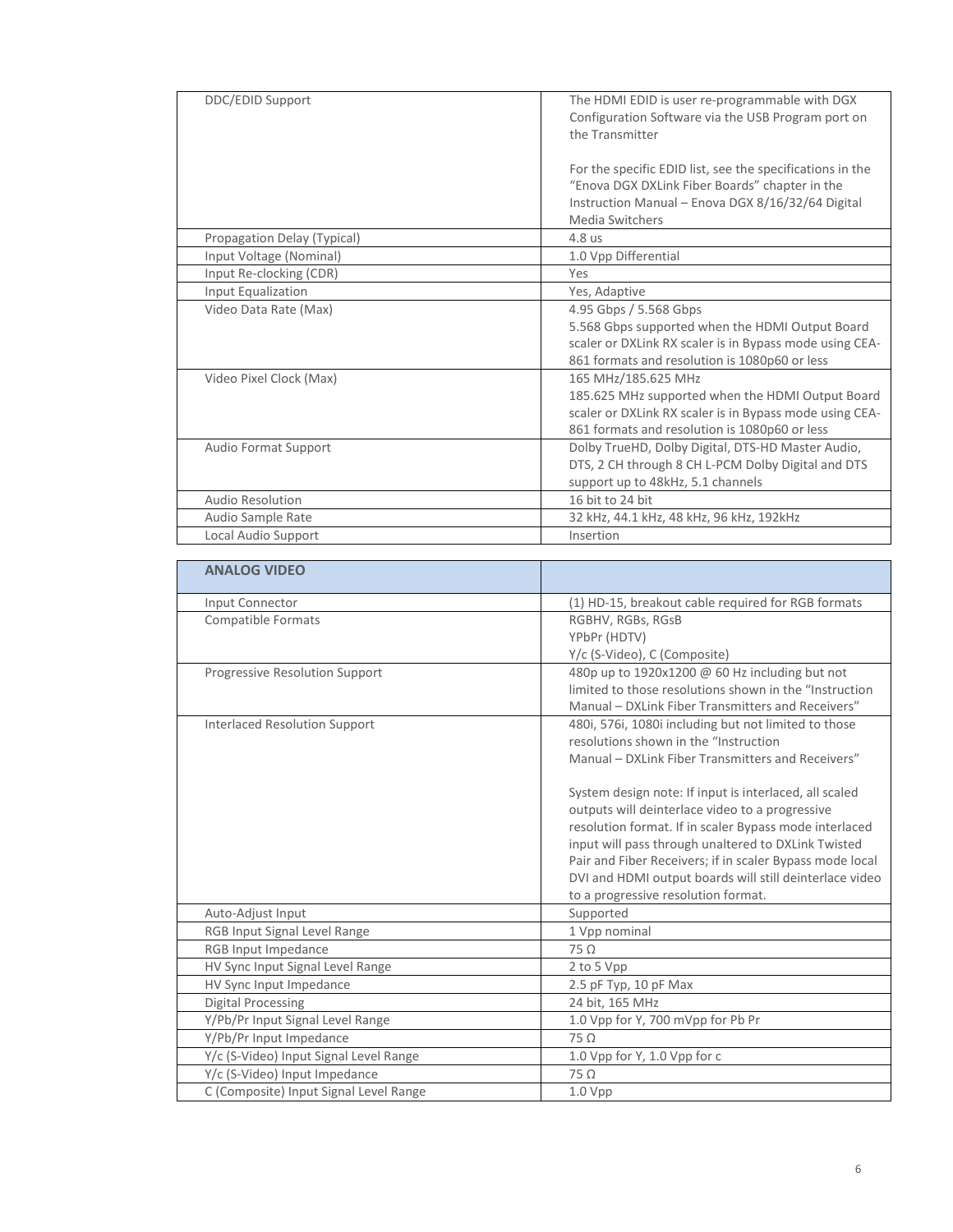| | |
|---|---|
| DDC/EDID Support | The HDMI EDID is user re-programmable with DGX Configuration Software via the USB Program port on the Transmitter<br><br>For the specific EDID list, see the specifications in the “Enova DGX DXLink Fiber Boards” chapter in the Instruction Manual – Enova DGX 8/16/32/64 Digital Media Switchers |
| Propagation Delay (Typical) | 4.8 us |
| Input Voltage (Nominal) | 1.0 Vpp Differential |
| Input Re-clocking (CDR) | Yes |
| Input Equalization | Yes, Adaptive |
| Video Data Rate (Max) | 4.95 Gbps / 5.568 Gbps<br>5.568 Gbps supported when the HDMI Output Board scaler or DXLink RX scaler is in Bypass mode using CEA-861 formats and resolution is 1080p60 or less |
| Video Pixel Clock (Max) | 165 MHz/185.625 MHz<br>185.625 MHz supported when the HDMI Output Board scaler or DXLink RX scaler is in Bypass mode using CEA-861 formats and resolution is 1080p60 or less |
| Audio Format Support | Dolby TrueHD, Dolby Digital, DTS-HD Master Audio, DTS, 2 CH through 8 CH L-PCM Dolby Digital and DTS support up to 48kHz, 5.1 channels |
| Audio Resolution | 16 bit to 24 bit |
| Audio Sample Rate | 32 kHz, 44.1 kHz, 48 kHz, 96 kHz, 192kHz |
| Local Audio Support | Insertion |

| **ANALOG VIDEO** | |
|---|---|
| Input Connector | (1) HD-15, breakout cable required for RGB formats |
| Compatible Formats | RGBHV, RGBs, RGsB<br>YPbPr (HDTV)<br>Y/c (S-Video), C (Composite) |
| Progressive Resolution Support | 480p up to 1920x1200 @ 60 Hz including but not limited to those resolutions shown in the “Instruction Manual – DXLink Fiber Transmitters and Receivers” |
| Interlaced Resolution Support | 480i, 576i, 1080i including but not limited to those resolutions shown in the “Instruction Manual – DXLink Fiber Transmitters and Receivers”<br><br>System design note: If input is interlaced, all scaled outputs will deinterlace video to a progressive resolution format. If in scaler Bypass mode interlaced input will pass through unaltered to DXLink Twisted Pair and Fiber Receivers; if in scaler Bypass mode local DVI and HDMI output boards will still deinterlace video to a progressive resolution format. |
| Auto-Adjust Input | Supported |
| RGB Input Signal Level Range | 1 Vpp nominal |
| RGB Input Impedance | 75 Ω |
| HV Sync Input Signal Level Range | 2 to 5 Vpp |
| HV Sync Input Impedance | 2.5 pF Typ, 10 pF Max |
| Digital Processing | 24 bit, 165 MHz |
| Y/Pb/Pr Input Signal Level Range | 1.0 Vpp for Y, 700 mVpp for Pb Pr |
| Y/Pb/Pr Input Impedance | 75 Ω |
| Y/c (S-Video) Input Signal Level Range | 1.0 Vpp for Y, 1.0 Vpp for c |
| Y/c (S-Video) Input Impedance | 75 Ω |
| C (Composite) Input Signal Level Range | 1.0 Vpp |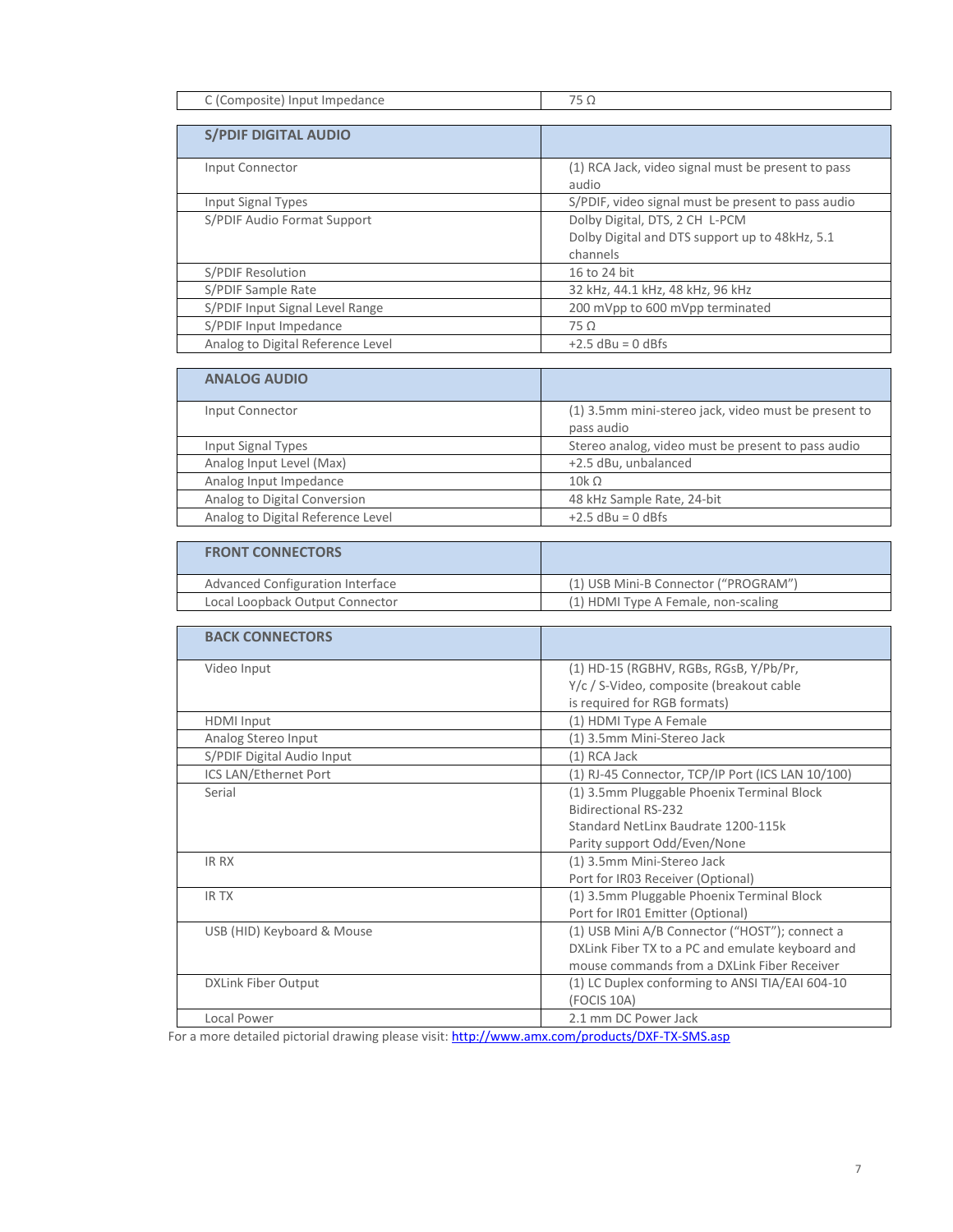| C (Composite) Input Impedance | 75 Ω |
|---|---|

| S/PDIF DIGITAL AUDIO | |
|---|---|
| Input Connector | (1) RCA Jack, video signal must be present to pass audio |
| Input Signal Types | S/PDIF, video signal must be present to pass audio |
| S/PDIF Audio Format Support | Dolby Digital, DTS, 2 CH L-PCM<br>Dolby Digital and DTS support up to 48kHz, 5.1 channels |
| S/PDIF Resolution | 16 to 24 bit |
| S/PDIF Sample Rate | 32 kHz, 44.1 kHz, 48 kHz, 96 kHz |
| S/PDIF Input Signal Level Range | 200 mVpp to 600 mVpp terminated |
| S/PDIF Input Impedance | 75 Ω |
| Analog to Digital Reference Level | +2.5 dBu = 0 dBfs |

| ANALOG AUDIO | |
|---|---|
| Input Connector | (1) 3.5mm mini-stereo jack, video must be present to pass audio |
| Input Signal Types | Stereo analog, video must be present to pass audio |
| Analog Input Level (Max) | +2.5 dBu, unbalanced |
| Analog Input Impedance | 10k Ω |
| Analog to Digital Conversion | 48 kHz Sample Rate, 24-bit |
| Analog to Digital Reference Level | +2.5 dBu = 0 dBfs |

| FRONT CONNECTORS | |
|---|---|
| Advanced Configuration Interface | (1) USB Mini-B Connector ("PROGRAM") |
| Local Loopback Output Connector | (1) HDMI Type A Female, non-scaling |

| BACK CONNECTORS | |
|---|---|
| Video Input | (1) HD-15 (RGBHV, RGBs, RGsB, Y/Pb/Pr, Y/c / S-Video, composite (breakout cable is required for RGB formats) |
| HDMI Input | (1) HDMI Type A Female |
| Analog Stereo Input | (1) 3.5mm Mini-Stereo Jack |
| S/PDIF Digital Audio Input | (1) RCA Jack |
| ICS LAN/Ethernet Port | (1) RJ-45 Connector, TCP/IP Port (ICS LAN 10/100) |
| Serial | (1) 3.5mm Pluggable Phoenix Terminal Block<br>Bidirectional RS-232<br>Standard NetLinx Baudrate 1200-115k<br>Parity support Odd/Even/None |
| IR RX | (1) 3.5mm Mini-Stereo Jack<br>Port for IR03 Receiver (Optional) |
| IR TX | (1) 3.5mm Pluggable Phoenix Terminal Block<br>Port for IR01 Emitter (Optional) |
| USB (HID) Keyboard & Mouse | (1) USB Mini A/B Connector ("HOST"); connect a DXLink Fiber TX to a PC and emulate keyboard and mouse commands from a DXLink Fiber Receiver |
| DXLink Fiber Output | (1) LC Duplex conforming to ANSI TIA/EAI 604-10 (FOCIS 10A) |
| Local Power | 2.1 mm DC Power Jack |

For a more detailed pictorial drawing please visit: [http://www.amx.com/products/DXF-TX-SMS.asp](http://www.amx.com/products/DXF-TX-SMS.asp)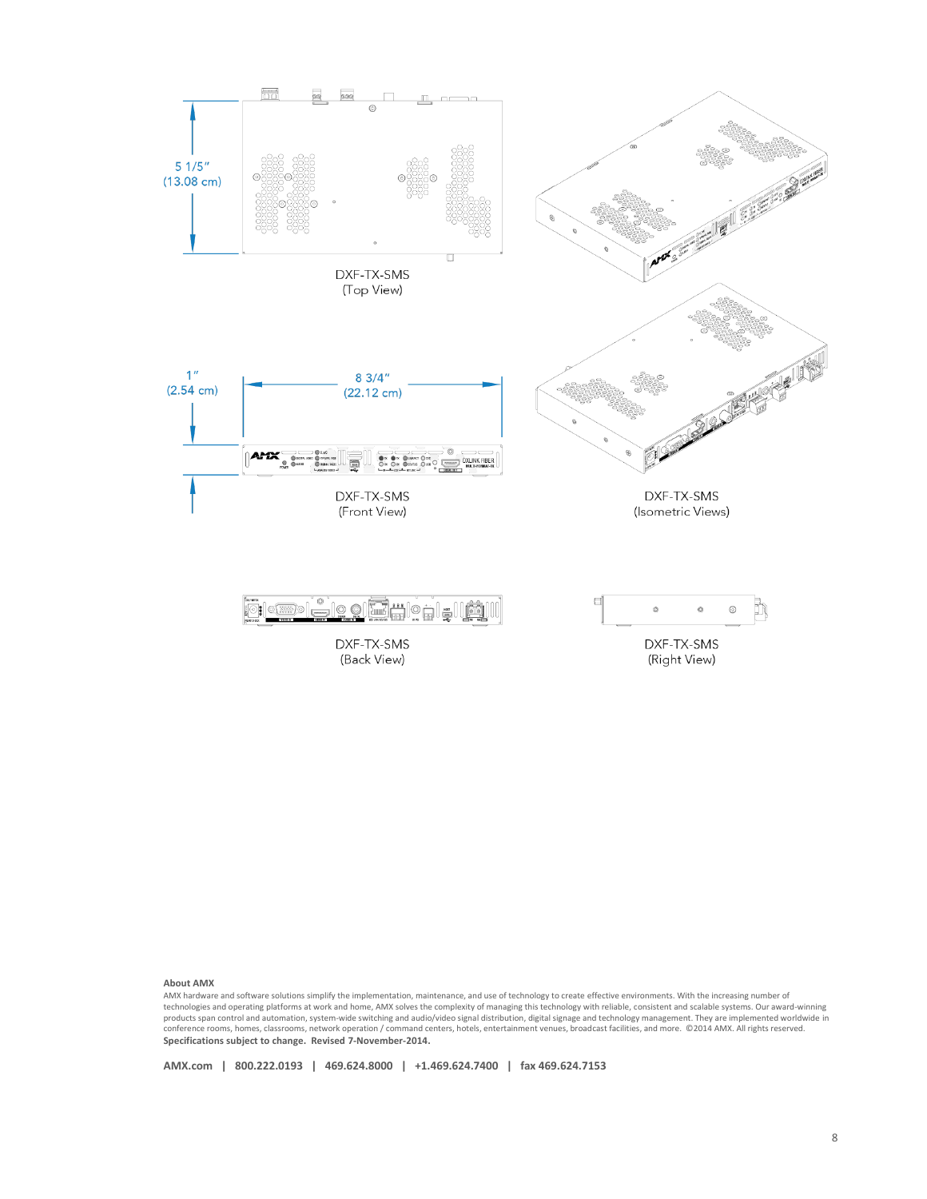5 1/5"
(13.08 cm)

DXF-TX-SMS
(Top View)

1"
(2.54 cm)

8 3/4"
(22.12 cm)

DXF-TX-SMS
(Front View)

DXF-TX-SMS
(Isometric Views)

DXF-TX-SMS
(Back View)

DXF-TX-SMS
(Right View)

**About AMX**

AMX hardware and software solutions simplify the implementation, maintenance, and use of technology to create effective environments. With the increasing number of technologies and operating platforms at work and home, AMX solves the complexity of managing this technology with reliable, consistent and scalable systems. Our award-winning products span control and automation, system-wide switching and audio/video signal distribution, digital signage and technology management. They are implemented worldwide in conference rooms, homes, classrooms, network operation / command centers, hotels, entertainment venues, broadcast facilities, and more. ©2014 AMX. All rights reserved.
**Specifications subject to change. Revised 7-November-2014.**

**AMX.com | 800.222.0193 | 469.624.8000 | +1.469.624.7400 | fax 469.624.7153**